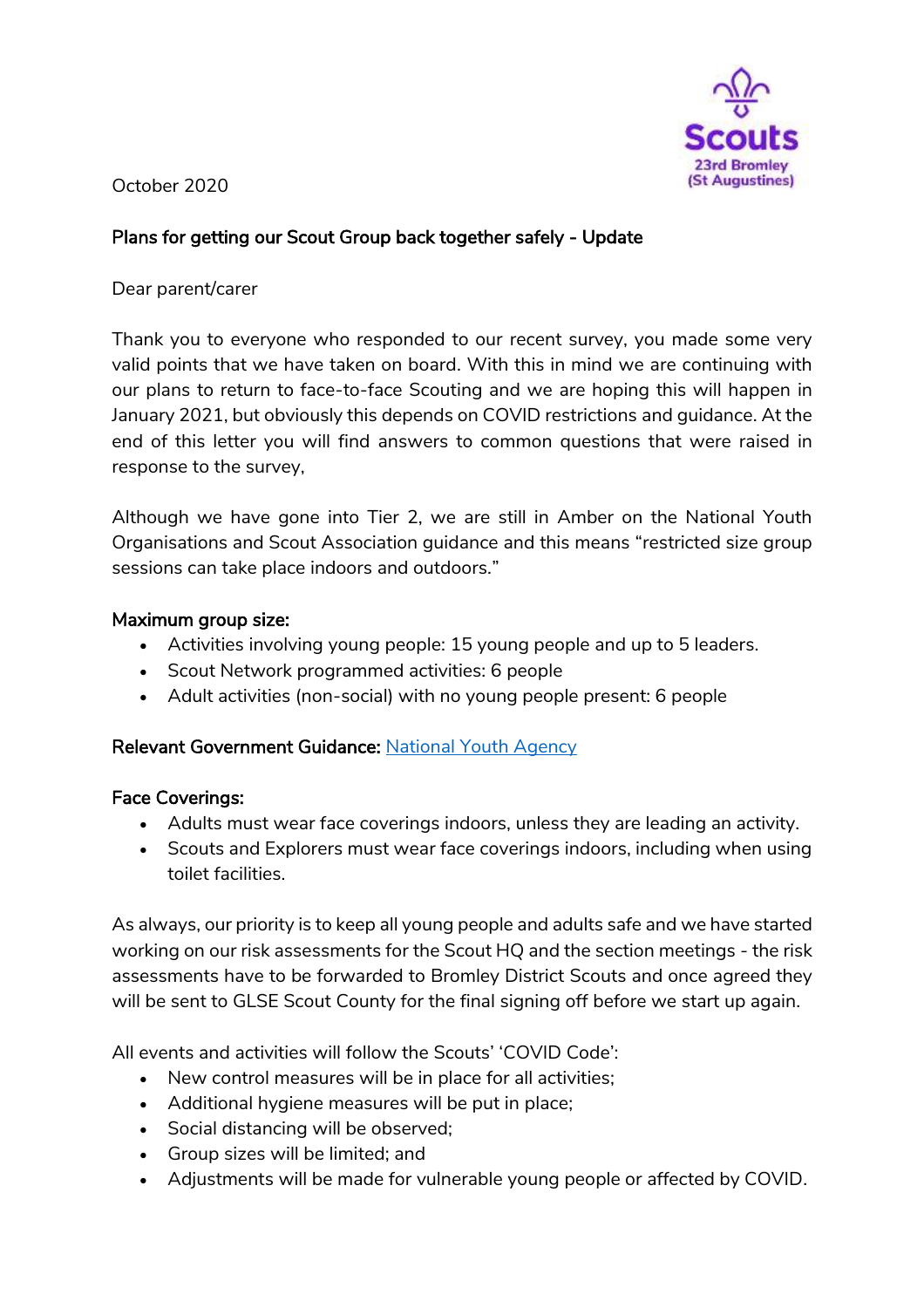Scouts
23rd Bromley
(St Augustines)

October 2020

## Plans for getting our Scout Group back together safely - Update

Dear parent/carer

Thank you to everyone who responded to our recent survey, you made some very valid points that we have taken on board. With this in mind we are continuing with our plans to return to face-to-face Scouting and we are hoping this will happen in January 2021, but obviously this depends on COVID restrictions and guidance. At the end of this letter you will find answers to common questions that were raised in response to the survey,

Although we have gone into Tier 2, we are still in Amber on the National Youth Organisations and Scout Association guidance and this means "restricted size group sessions can take place indoors and outdoors."

### Maximum group size:

- Activities involving young people: 15 young people and up to 5 leaders.
- Scout Network programmed activities: 6 people
- Adult activities (non-social) with no young people present: 6 people

**Relevant Government Guidance:** [National Youth Agency]

### Face Coverings:

- Adults must wear face coverings indoors, unless they are leading an activity.
- Scouts and Explorers must wear face coverings indoors, including when using toilet facilities.

As always, our priority is to keep all young people and adults safe and we have started working on our risk assessments for the Scout HQ and the section meetings - the risk assessments have to be forwarded to Bromley District Scouts and once agreed they will be sent to GLSE Scout County for the final signing off before we start up again.

All events and activities will follow the Scouts' 'COVID Code':

- New control measures will be in place for all activities;
- Additional hygiene measures will be put in place;
- Social distancing will be observed;
- Group sizes will be limited; and
- Adjustments will be made for vulnerable young people or affected by COVID.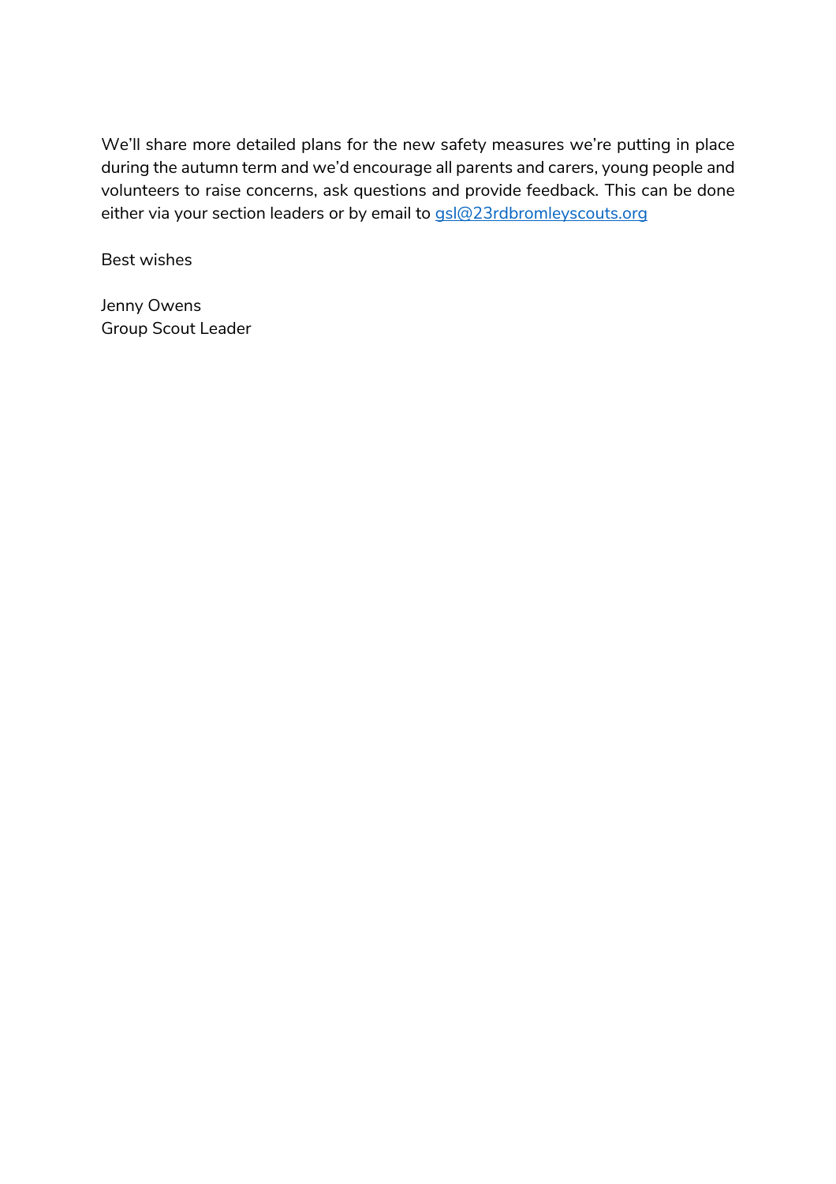We'll share more detailed plans for the new safety measures we're putting in place during the autumn term and we'd encourage all parents and carers, young people and volunteers to raise concerns, ask questions and provide feedback. This can be done either via your section leaders or by email to [gsl@23rdbromleyscouts.org](mailto:gsl@23rdbromleyscouts.org)

Best wishes

Jenny Owens
Group Scout Leader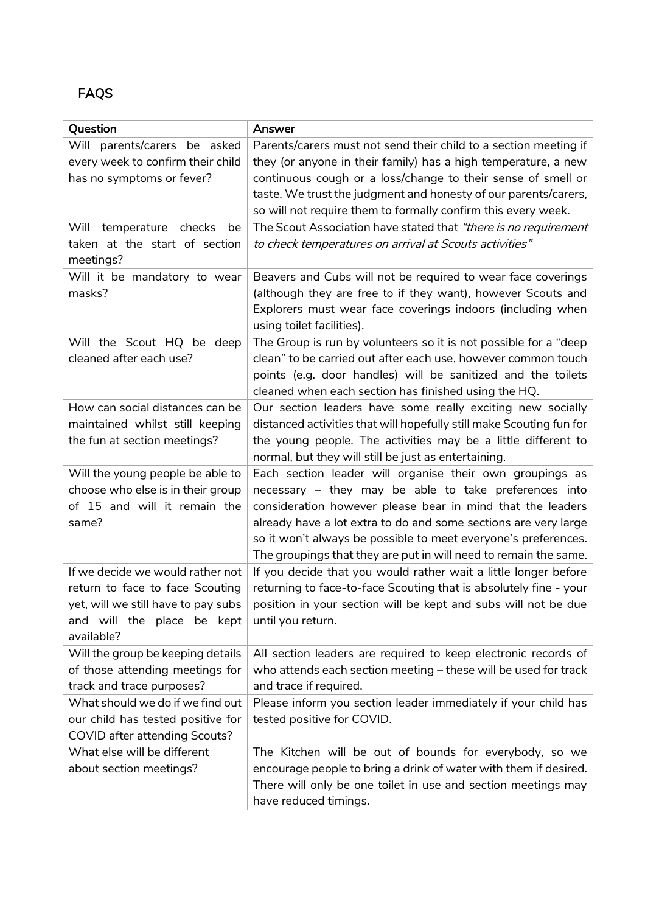## FAQS

| Question | Answer |
| --- | --- |
| Will parents/carers be asked every week to confirm their child has no symptoms or fever? | Parents/carers must not send their child to a section meeting if they (or anyone in their family) has a high temperature, a new continuous cough or a loss/change to their sense of smell or taste. We trust the judgment and honesty of our parents/carers, so will not require them to formally confirm this every week. |
| Will temperature checks be taken at the start of section meetings? | The Scout Association have stated that *"there is no requirement to check temperatures on arrival at Scouts activities"* |
| Will it be mandatory to wear masks? | Beavers and Cubs will not be required to wear face coverings (although they are free to if they want), however Scouts and Explorers must wear face coverings indoors (including when using toilet facilities). |
| Will the Scout HQ be deep cleaned after each use? | The Group is run by volunteers so it is not possible for a "deep clean" to be carried out after each use, however common touch points (e.g. door handles) will be sanitized and the toilets cleaned when each section has finished using the HQ. |
| How can social distances can be maintained whilst still keeping the fun at section meetings? | Our section leaders have some really exciting new socially distanced activities that will hopefully still make Scouting fun for the young people. The activities may be a little different to normal, but they will still be just as entertaining. |
| Will the young people be able to choose who else is in their group of 15 and will it remain the same? | Each section leader will organise their own groupings as necessary – they may be able to take preferences into consideration however please bear in mind that the leaders already have a lot extra to do and some sections are very large so it won't always be possible to meet everyone's preferences. The groupings that they are put in will need to remain the same. |
| If we decide we would rather not return to face to face Scouting yet, will we still have to pay subs and will the place be kept available? | If you decide that you would rather wait a little longer before returning to face-to-face Scouting that is absolutely fine - your position in your section will be kept and subs will not be due until you return. |
| Will the group be keeping details of those attending meetings for track and trace purposes? | All section leaders are required to keep electronic records of who attends each section meeting – these will be used for track and trace if required. |
| What should we do if we find out our child has tested positive for COVID after attending Scouts? | Please inform you section leader immediately if your child has tested positive for COVID. |
| What else will be different about section meetings? | The Kitchen will be out of bounds for everybody, so we encourage people to bring a drink of water with them if desired. There will only be one toilet in use and section meetings may have reduced timings. |